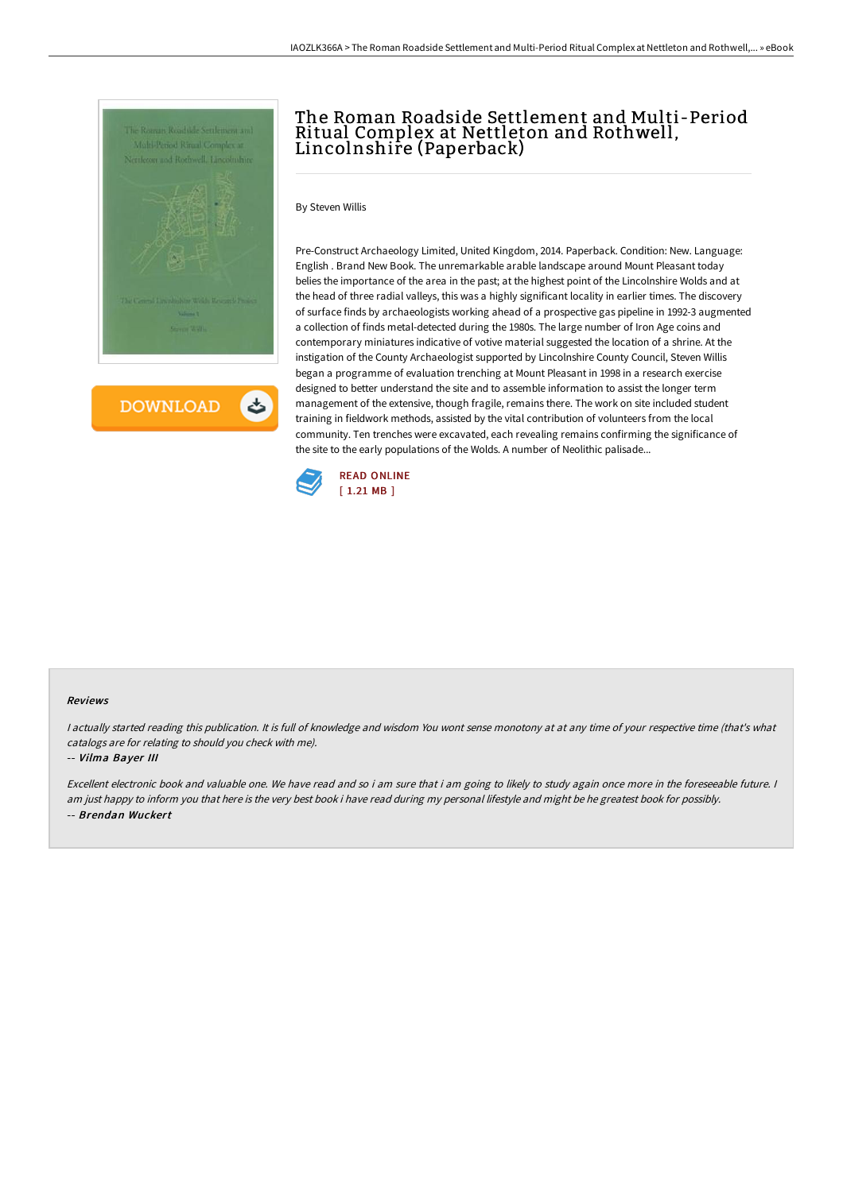# The Roman Roadside Settlement and Multi-Period Ritual Complex at Nettleton and Rothwell, Lincolnshire (Paperback)

By Steven Willis

Pre-Construct Archaeology Limited, United Kingdom, 2014. Paperback. Condition: New. Language: English . Brand New Book. The unremarkable arable landscape around Mount Pleasant today belies the importance of the area in the past; at the highest point of the Lincolnshire Wolds and at the head of three radial valleys, this was a highly significant locality in earlier times. The discovery of surface finds by archaeologists working ahead of a prospective gas pipeline in 1992-3 augmented a collection of finds metal-detected during the 1980s. The large number of Iron Age coins and contemporary miniatures indicative of votive material suggested the location of a shrine. At the instigation of the County Archaeologist supported by Lincolnshire County Council, Steven Willis began a programme of evaluation trenching at Mount Pleasant in 1998 in a research exercise designed to better understand the site and to assemble information to assist the longer term management of the extensive, though fragile, remains there. The work on site included student training in fieldwork methods, assisted by the vital contribution of volunteers from the local community. Ten trenches were excavated, each revealing remains confirming the significance of the site to the early populations of the Wolds. A number of Neolithic palisade...

READ ONLINE
[ 1.21 MB ]

DOWNLOAD

## Reviews

*I actually started reading this publication. It is full of knowledge and wisdom You wont sense monotony at at any time of your respective time (that's what catalogs are for relating to should you check with me).*

-- *Vilma Bayer III*

*Excellent electronic book and valuable one. We have read and so i am sure that i am going to likely to study again once more in the foreseeable future. I am just happy to inform you that here is the very best book i have read during my personal lifestyle and might be he greatest book for possibly.*

-- *Brendan Wuckert*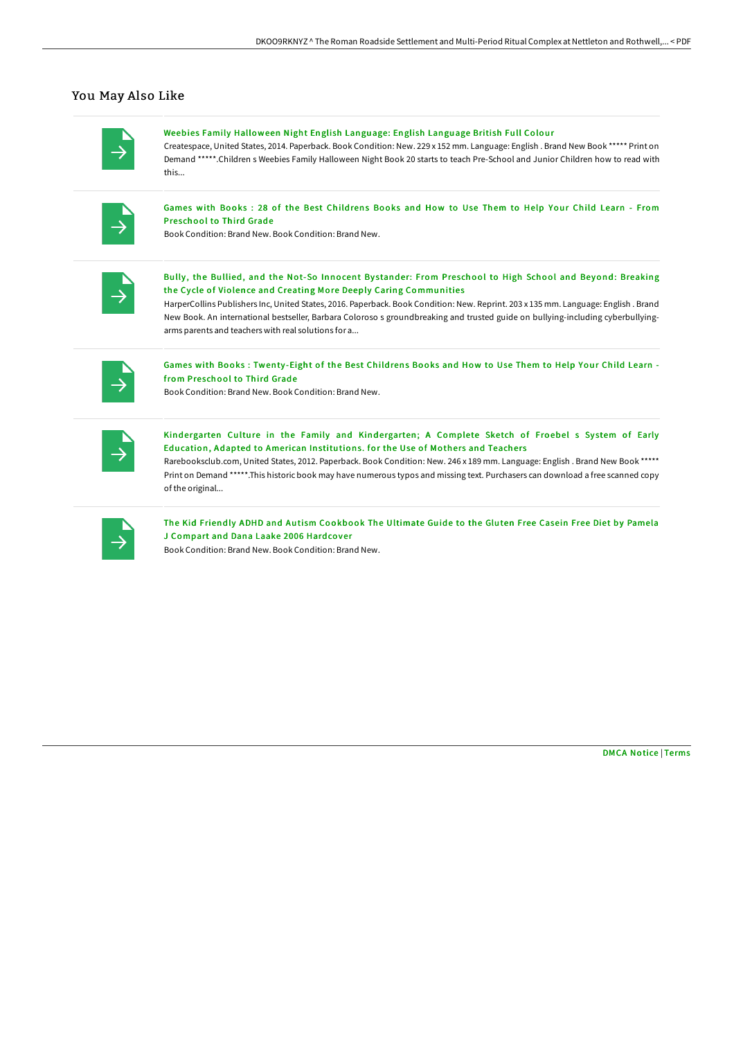## You May Also Like

**Weebies Family Halloween Night English Language: English Language British Full Colour**

Createspace, United States, 2014. Paperback. Book Condition: New. 229 x 152 mm. Language: English . Brand New Book ***** Print on Demand *****.Children s Weebies Family Halloween Night Book 20 starts to teach Pre-School and Junior Children how to read with this...

**Games with Books : 28 of the Best Childrens Books and How to Use Them to Help Your Child Learn - From Preschool to Third Grade**

Book Condition: Brand New. Book Condition: Brand New.

**Bully, the Bullied, and the Not-So Innocent Bystander: From Preschool to High School and Beyond: Breaking the Cycle of Violence and Creating More Deeply Caring Communities**

HarperCollins Publishers Inc, United States, 2016. Paperback. Book Condition: New. Reprint. 203 x 135 mm. Language: English . Brand New Book. An international bestseller, Barbara Coloroso s groundbreaking and trusted guide on bullying-including cyberbullying-arms parents and teachers with real solutions for a...

**Games with Books : Twenty-Eight of the Best Childrens Books and How to Use Them to Help Your Child Learn - from Preschool to Third Grade**

Book Condition: Brand New. Book Condition: Brand New.

**Kindergarten Culture in the Family and Kindergarten; A Complete Sketch of Froebel s System of Early Education, Adapted to American Institutions. for the Use of Mothers and Teachers**

Rarebooksclub.com, United States, 2012. Paperback. Book Condition: New. 246 x 189 mm. Language: English . Brand New Book ***** Print on Demand *****.This historic book may have numerous typos and missing text. Purchasers can download a free scanned copy of the original...

**The Kid Friendly ADHD and Autism Cookbook The Ultimate Guide to the Gluten Free Casein Free Diet by Pamela J Compart and Dana Laake 2006 Hardcover**

Book Condition: Brand New. Book Condition: Brand New.